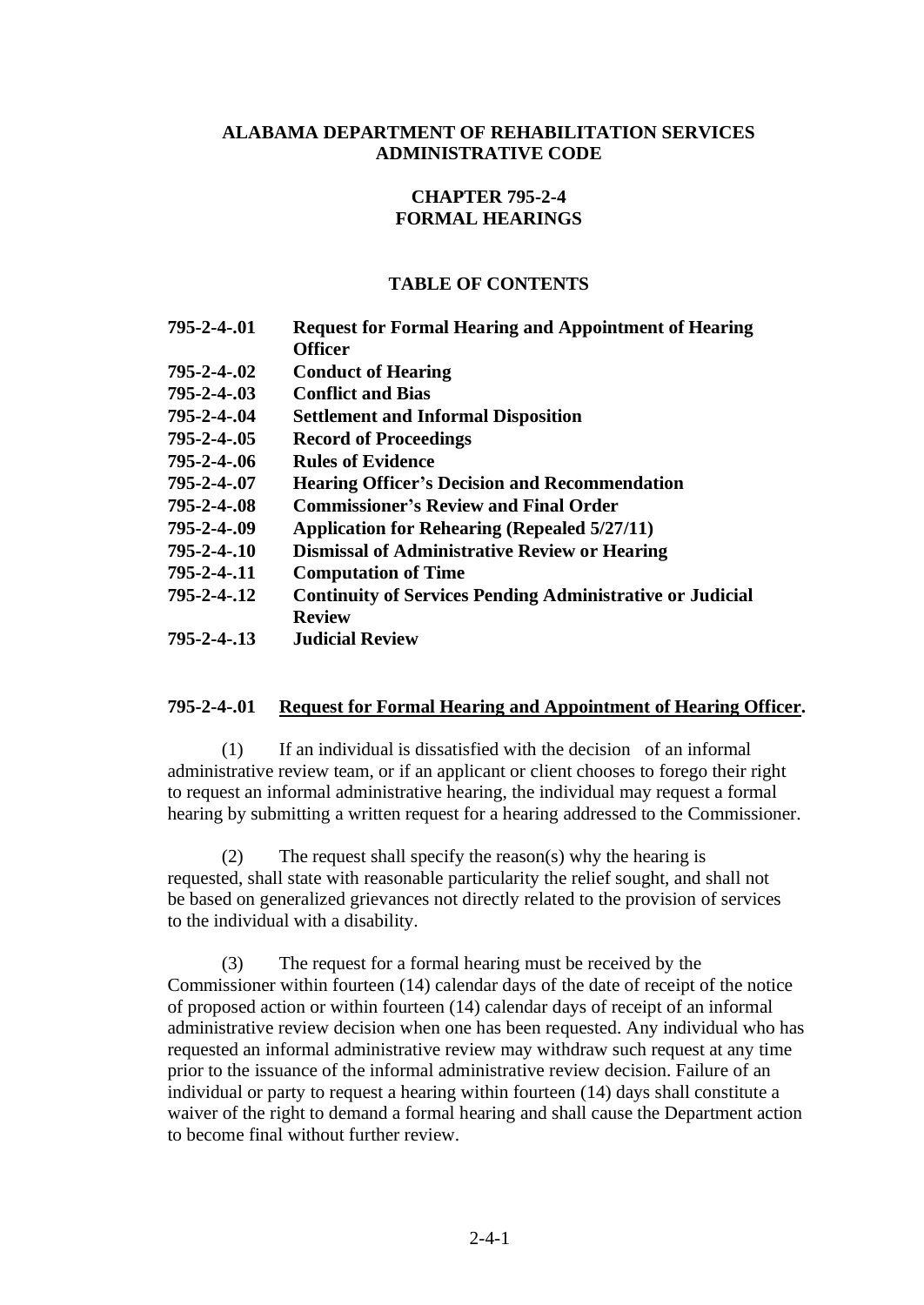# ALABAMA DEPARTMENT OF REHABILITATION SERVICES ADMINISTRATIVE CODE

## CHAPTER 795-2-4 FORMAL HEARINGS

### TABLE OF CONTENTS

| | |
|---|---|
| **795-2-4-.01** | **Request for Formal Hearing and Appointment of Hearing Officer** |
| **795-2-4-.02** | **Conduct of Hearing** |
| **795-2-4-.03** | **Conflict and Bias** |
| **795-2-4-.04** | **Settlement and Informal Disposition** |
| **795-2-4-.05** | **Record of Proceedings** |
| **795-2-4-.06** | **Rules of Evidence** |
| **795-2-4-.07** | **Hearing Officer's Decision and Recommendation** |
| **795-2-4-.08** | **Commissioner's Review and Final Order** |
| **795-2-4-.09** | **Application for Rehearing (Repealed 5/27/11)** |
| **795-2-4-.10** | **Dismissal of Administrative Review or Hearing** |
| **795-2-4-.11** | **Computation of Time** |
| **795-2-4-.12** | **Continuity of Services Pending Administrative or Judicial Review** |
| **795-2-4-.13** | **Judicial Review** |

**795-2-4-.01 Request for Formal Hearing and Appointment of Hearing Officer.**

(1) If an individual is dissatisfied with the decision of an informal administrative review team, or if an applicant or client chooses to forego their right to request an informal administrative hearing, the individual may request a formal hearing by submitting a written request for a hearing addressed to the Commissioner.

(2) The request shall specify the reason(s) why the hearing is requested, shall state with reasonable particularity the relief sought, and shall not be based on generalized grievances not directly related to the provision of services to the individual with a disability.

(3) The request for a formal hearing must be received by the Commissioner within fourteen (14) calendar days of the date of receipt of the notice of proposed action or within fourteen (14) calendar days of receipt of an informal administrative review decision when one has been requested. Any individual who has requested an informal administrative review may withdraw such request at any time prior to the issuance of the informal administrative review decision. Failure of an individual or party to request a hearing within fourteen (14) days shall constitute a waiver of the right to demand a formal hearing and shall cause the Department action to become final without further review.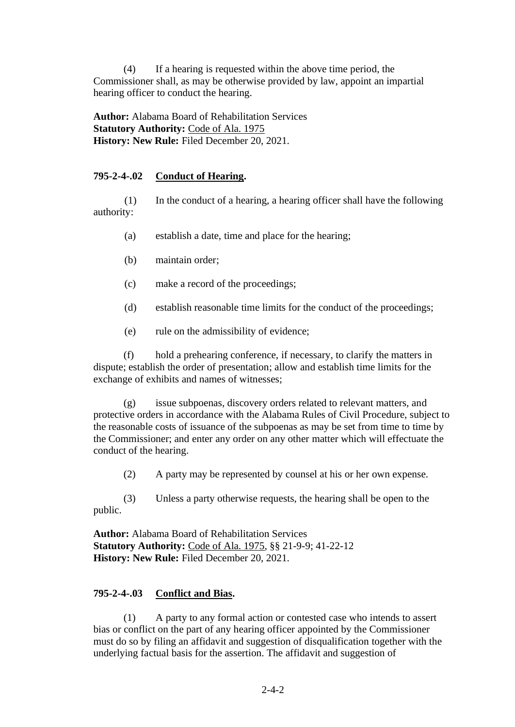(4) If a hearing is requested within the above time period, the Commissioner shall, as may be otherwise provided by law, appoint an impartial hearing officer to conduct the hearing.

**Author:** Alabama Board of Rehabilitation Services
**Statutory Authority:** Code of Ala. 1975
**History: New Rule:** Filed December 20, 2021.

**795-2-4-.02 Conduct of Hearing.**

(1) In the conduct of a hearing, a hearing officer shall have the following authority:

(a) establish a date, time and place for the hearing;

(b) maintain order;

(c) make a record of the proceedings;

(d) establish reasonable time limits for the conduct of the proceedings;

(e) rule on the admissibility of evidence;

(f) hold a prehearing conference, if necessary, to clarify the matters in dispute; establish the order of presentation; allow and establish time limits for the exchange of exhibits and names of witnesses;

(g) issue subpoenas, discovery orders related to relevant matters, and protective orders in accordance with the Alabama Rules of Civil Procedure, subject to the reasonable costs of issuance of the subpoenas as may be set from time to time by the Commissioner; and enter any order on any other matter which will effectuate the conduct of the hearing.

(2) A party may be represented by counsel at his or her own expense.

(3) Unless a party otherwise requests, the hearing shall be open to the public.

**Author:** Alabama Board of Rehabilitation Services
**Statutory Authority:** Code of Ala. 1975, §§ 21-9-9; 41-22-12
**History: New Rule:** Filed December 20, 2021.

**795-2-4-.03 Conflict and Bias.**

(1) A party to any formal action or contested case who intends to assert bias or conflict on the part of any hearing officer appointed by the Commissioner must do so by filing an affidavit and suggestion of disqualification together with the underlying factual basis for the assertion. The affidavit and suggestion of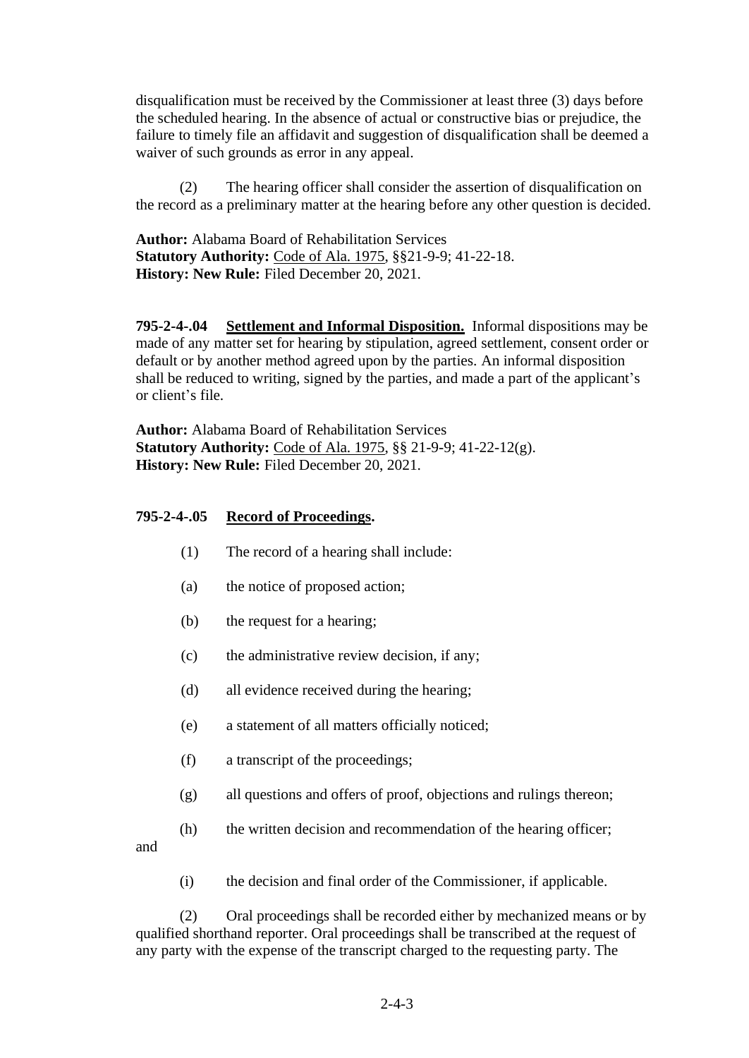disqualification must be received by the Commissioner at least three (3) days before the scheduled hearing. In the absence of actual or constructive bias or prejudice, the failure to timely file an affidavit and suggestion of disqualification shall be deemed a waiver of such grounds as error in any appeal.

(2) The hearing officer shall consider the assertion of disqualification on the record as a preliminary matter at the hearing before any other question is decided.

**Author:** Alabama Board of Rehabilitation Services
**Statutory Authority:** Code of Ala. 1975, §§21-9-9; 41-22-18.
**History: New Rule:** Filed December 20, 2021.

**795-2-4-.04 Settlement and Informal Disposition.** Informal dispositions may be made of any matter set for hearing by stipulation, agreed settlement, consent order or default or by another method agreed upon by the parties. An informal disposition shall be reduced to writing, signed by the parties, and made a part of the applicant's or client's file.

**Author:** Alabama Board of Rehabilitation Services
**Statutory Authority:** Code of Ala. 1975, §§ 21-9-9; 41-22-12(g).
**History: New Rule:** Filed December 20, 2021.

**795-2-4-.05 Record of Proceedings.**

(1) The record of a hearing shall include:

(a) the notice of proposed action;

(b) the request for a hearing;

(c) the administrative review decision, if any;

(d) all evidence received during the hearing;

(e) a statement of all matters officially noticed;

(f) a transcript of the proceedings;

(g) all questions and offers of proof, objections and rulings thereon;

(h) the written decision and recommendation of the hearing officer; and

(i) the decision and final order of the Commissioner, if applicable.

(2) Oral proceedings shall be recorded either by mechanized means or by qualified shorthand reporter. Oral proceedings shall be transcribed at the request of any party with the expense of the transcript charged to the requesting party. The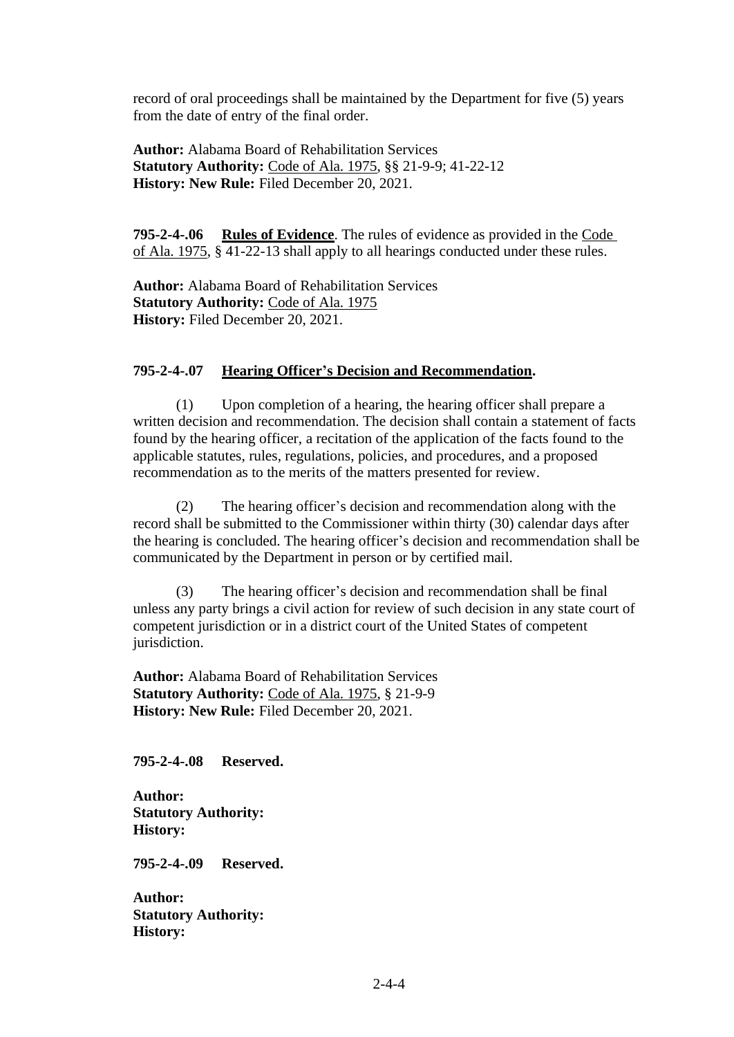record of oral proceedings shall be maintained by the Department for five (5) years from the date of entry of the final order.

**Author:** Alabama Board of Rehabilitation Services
**Statutory Authority:** Code of Ala. 1975, §§ 21-9-9; 41-22-12
**History: New Rule:** Filed December 20, 2021.

**795-2-4-.06 Rules of Evidence**. The rules of evidence as provided in the Code of Ala. 1975, § 41-22-13 shall apply to all hearings conducted under these rules.

**Author:** Alabama Board of Rehabilitation Services
**Statutory Authority:** Code of Ala. 1975
**History:** Filed December 20, 2021.

**795-2-4-.07 Hearing Officer's Decision and Recommendation.**

(1) Upon completion of a hearing, the hearing officer shall prepare a written decision and recommendation. The decision shall contain a statement of facts found by the hearing officer, a recitation of the application of the facts found to the applicable statutes, rules, regulations, policies, and procedures, and a proposed recommendation as to the merits of the matters presented for review.

(2) The hearing officer's decision and recommendation along with the record shall be submitted to the Commissioner within thirty (30) calendar days after the hearing is concluded. The hearing officer's decision and recommendation shall be communicated by the Department in person or by certified mail.

(3) The hearing officer's decision and recommendation shall be final unless any party brings a civil action for review of such decision in any state court of competent jurisdiction or in a district court of the United States of competent jurisdiction.

**Author:** Alabama Board of Rehabilitation Services
**Statutory Authority:** Code of Ala. 1975, § 21-9-9
**History: New Rule:** Filed December 20, 2021.

**795-2-4-.08 Reserved.**

**Author:**
**Statutory Authority:**
**History:**

**795-2-4-.09 Reserved.**

**Author:**
**Statutory Authority:**
**History:**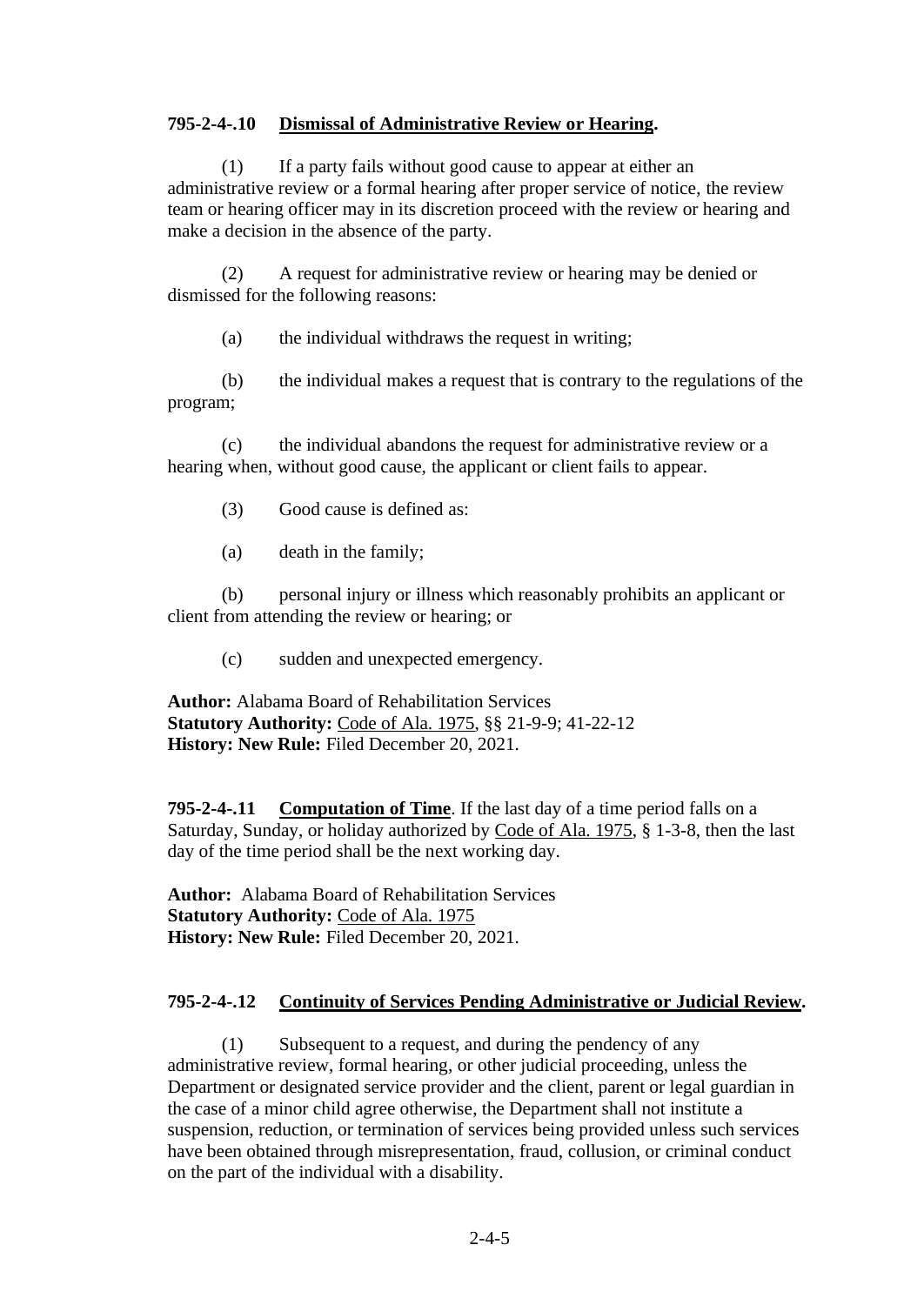**795-2-4-.10 Dismissal of Administrative Review or Hearing.**

(1) If a party fails without good cause to appear at either an administrative review or a formal hearing after proper service of notice, the review team or hearing officer may in its discretion proceed with the review or hearing and make a decision in the absence of the party.

(2) A request for administrative review or hearing may be denied or dismissed for the following reasons:

(a) the individual withdraws the request in writing;

(b) the individual makes a request that is contrary to the regulations of the program;

(c) the individual abandons the request for administrative review or a hearing when, without good cause, the applicant or client fails to appear.

(3) Good cause is defined as:

(a) death in the family;

(b) personal injury or illness which reasonably prohibits an applicant or client from attending the review or hearing; or

(c) sudden and unexpected emergency.

**Author:** Alabama Board of Rehabilitation Services
**Statutory Authority:** Code of Ala. 1975, §§ 21-9-9; 41-22-12
**History: New Rule:** Filed December 20, 2021.

**795-2-4-.11 Computation of Time**. If the last day of a time period falls on a Saturday, Sunday, or holiday authorized by Code of Ala. 1975, § 1-3-8, then the last day of the time period shall be the next working day.

**Author:** Alabama Board of Rehabilitation Services
**Statutory Authority:** Code of Ala. 1975
**History: New Rule:** Filed December 20, 2021.

**795-2-4-.12 Continuity of Services Pending Administrative or Judicial Review.**

(1) Subsequent to a request, and during the pendency of any administrative review, formal hearing, or other judicial proceeding, unless the Department or designated service provider and the client, parent or legal guardian in the case of a minor child agree otherwise, the Department shall not institute a suspension, reduction, or termination of services being provided unless such services have been obtained through misrepresentation, fraud, collusion, or criminal conduct on the part of the individual with a disability.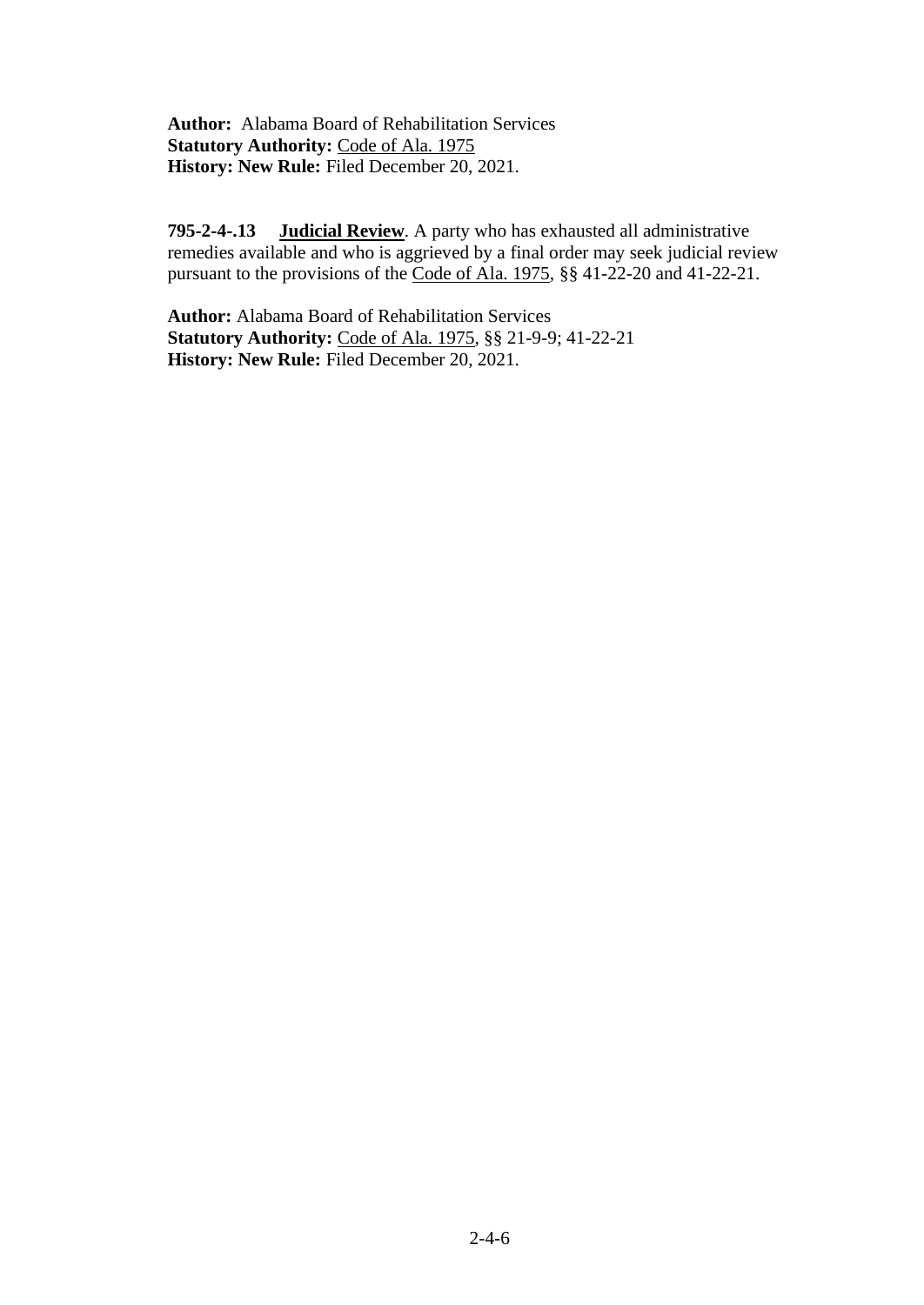**Author:** Alabama Board of Rehabilitation Services
**Statutory Authority:** Code of Ala. 1975
**History: New Rule:** Filed December 20, 2021.

**795-2-4-.13 Judicial Review**. A party who has exhausted all administrative remedies available and who is aggrieved by a final order may seek judicial review pursuant to the provisions of the Code of Ala. 1975, §§ 41-22-20 and 41-22-21.

**Author:** Alabama Board of Rehabilitation Services
**Statutory Authority:** Code of Ala. 1975, §§ 21-9-9; 41-22-21
**History: New Rule:** Filed December 20, 2021.